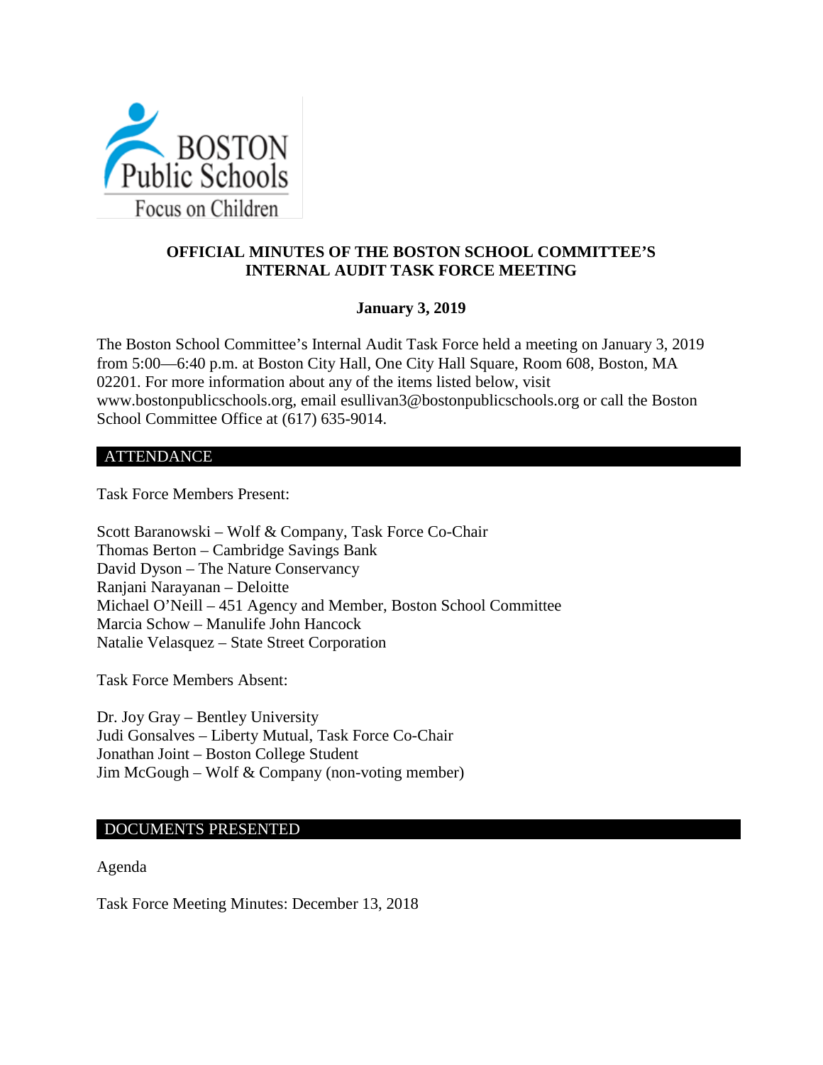BOSTON Public Schools

Focus on Children

# OFFICIAL MINUTES OF THE BOSTON SCHOOL COMMITTEE'S INTERNAL AUDIT TASK FORCE MEETING

**January 3, 2019**

The Boston School Committee's Internal Audit Task Force held a meeting on January 3, 2019 from 5:00—6:40 p.m. at Boston City Hall, One City Hall Square, Room 608, Boston, MA 02201. For more information about any of the items listed below, visit www.bostonpublicschools.org, email esullivan3@bostonpublicschools.org or call the Boston School Committee Office at (617) 635-9014.

## ATTENDANCE

Task Force Members Present:

Scott Baranowski – Wolf & Company, Task Force Co-Chair
Thomas Berton – Cambridge Savings Bank
David Dyson – The Nature Conservancy
Ranjani Narayanan – Deloitte
Michael O'Neill – 451 Agency and Member, Boston School Committee
Marcia Schow – Manulife John Hancock
Natalie Velasquez – State Street Corporation

Task Force Members Absent:

Dr. Joy Gray – Bentley University
Judi Gonsalves – Liberty Mutual, Task Force Co-Chair
Jonathan Joint – Boston College Student
Jim McGough – Wolf & Company (non-voting member)

## DOCUMENTS PRESENTED

Agenda

Task Force Meeting Minutes: December 13, 2018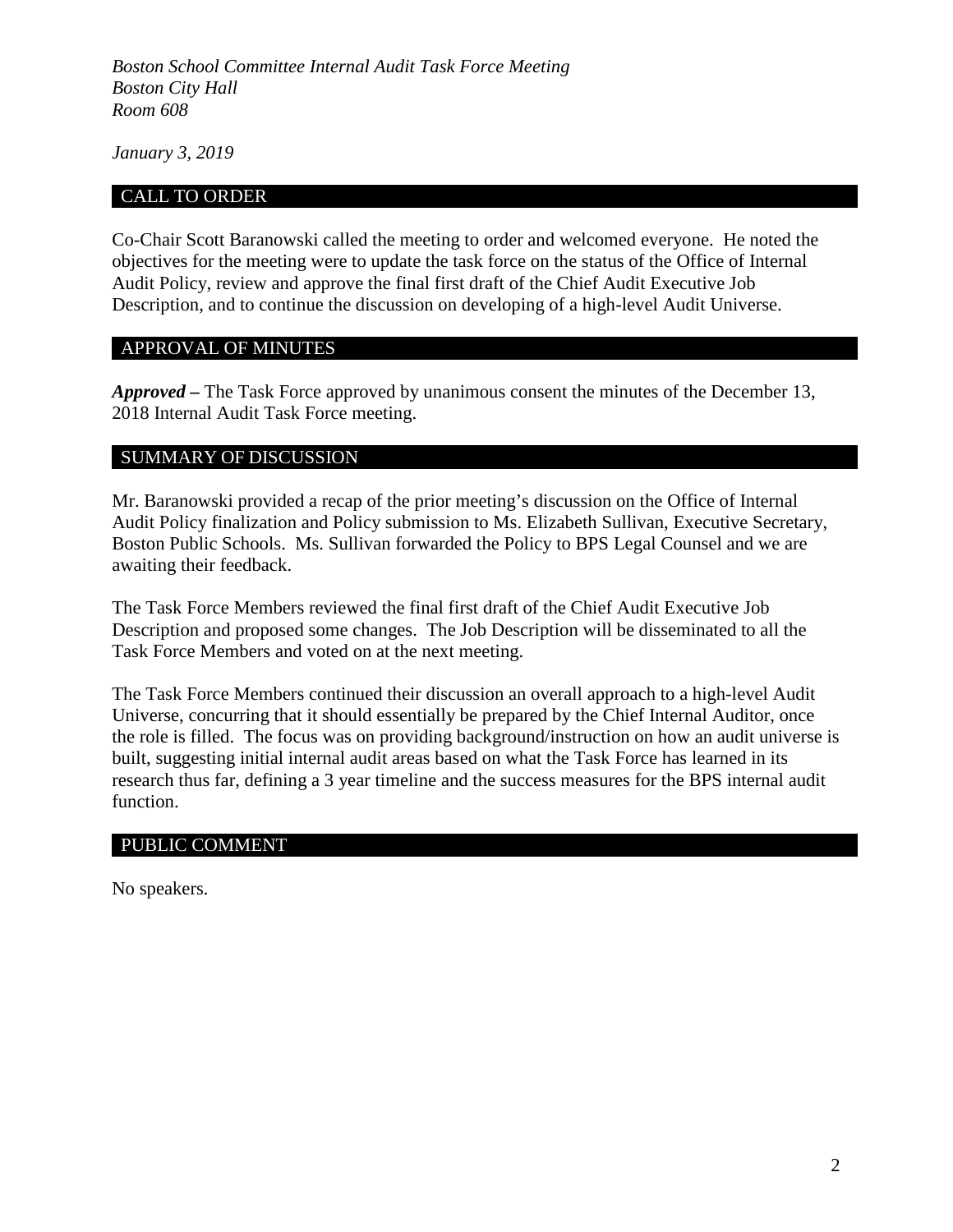*Boston School Committee Internal Audit Task Force Meeting*
*Boston City Hall*
*Room 608*

*January 3, 2019*

## CALL TO ORDER

Co-Chair Scott Baranowski called the meeting to order and welcomed everyone. He noted the objectives for the meeting were to update the task force on the status of the Office of Internal Audit Policy, review and approve the final first draft of the Chief Audit Executive Job Description, and to continue the discussion on developing of a high-level Audit Universe.

## APPROVAL OF MINUTES

***Approved –*** The Task Force approved by unanimous consent the minutes of the December 13, 2018 Internal Audit Task Force meeting.

## SUMMARY OF DISCUSSION

Mr. Baranowski provided a recap of the prior meeting's discussion on the Office of Internal Audit Policy finalization and Policy submission to Ms. Elizabeth Sullivan, Executive Secretary, Boston Public Schools. Ms. Sullivan forwarded the Policy to BPS Legal Counsel and we are awaiting their feedback.

The Task Force Members reviewed the final first draft of the Chief Audit Executive Job Description and proposed some changes. The Job Description will be disseminated to all the Task Force Members and voted on at the next meeting.

The Task Force Members continued their discussion an overall approach to a high-level Audit Universe, concurring that it should essentially be prepared by the Chief Internal Auditor, once the role is filled. The focus was on providing background/instruction on how an audit universe is built, suggesting initial internal audit areas based on what the Task Force has learned in its research thus far, defining a 3 year timeline and the success measures for the BPS internal audit function.

## PUBLIC COMMENT

No speakers.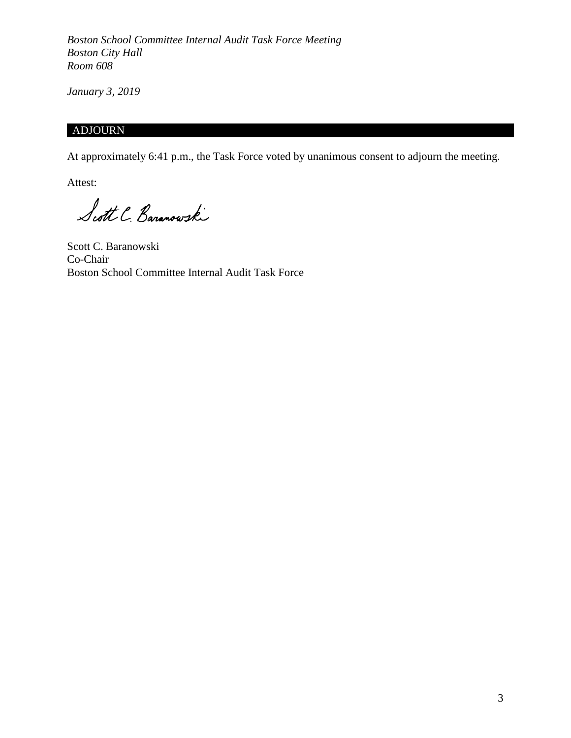*Boston School Committee Internal Audit Task Force Meeting*
*Boston City Hall*
*Room 608*

*January 3, 2019*

## ADJOURN

At approximately 6:41 p.m., the Task Force voted by unanimous consent to adjourn the meeting.

Attest:

Scott C. Baranowski

Scott C. Baranowski
Co-Chair
Boston School Committee Internal Audit Task Force